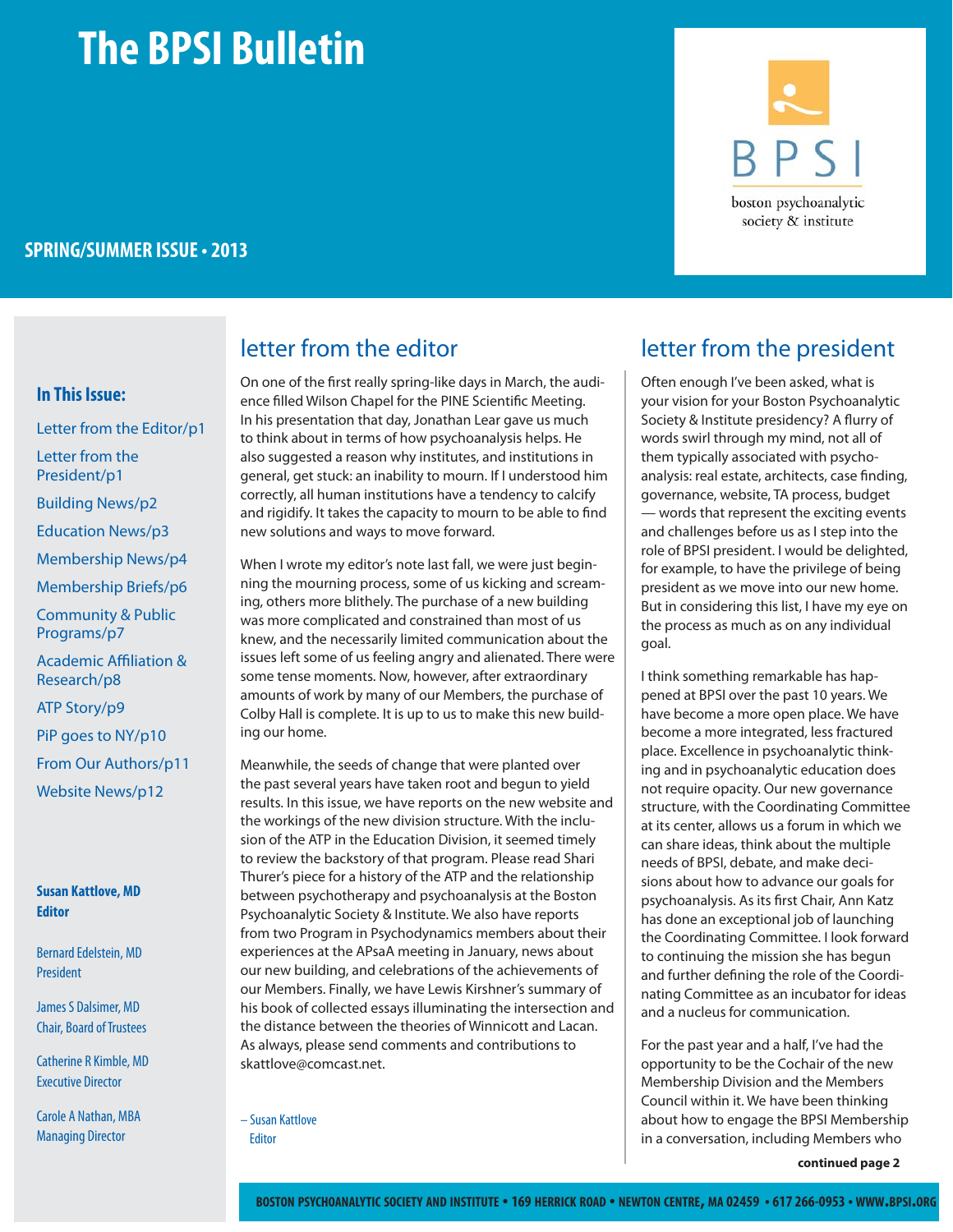# The BPSI Bulletin

**SPRING/SUMMER ISSUE • 2013**

BPSI
boston psychoanalytic society & institute

### In This Issue:

- Letter from the Editor/p1
- Letter from the President/p1
- Building News/p2
- Education News/p3
- Membership News/p4
- Membership Briefs/p6
- Community & Public Programs/p7
- Academic Affiliation & Research/p8
- ATP Story/p9
- PiP goes to NY/p10
- From Our Authors/p11
- Website News/p12

**Susan Kattlove, MD**
**Editor**

Bernard Edelstein, MD
President

James S Dalsimer, MD
Chair, Board of Trustees

Catherine R Kimble, MD
Executive Director

Carole A Nathan, MBA
Managing Director

## letter from the editor

On one of the first really spring-like days in March, the audience filled Wilson Chapel for the PINE Scientific Meeting. In his presentation that day, Jonathan Lear gave us much to think about in terms of how psychoanalysis helps. He also suggested a reason why institutes, and institutions in general, get stuck: an inability to mourn. If I understood him correctly, all human institutions have a tendency to calcify and rigidify. It takes the capacity to mourn to be able to find new solutions and ways to move forward.

When I wrote my editor's note last fall, we were just beginning the mourning process, some of us kicking and screaming, others more blithely. The purchase of a new building was more complicated and constrained than most of us knew, and the necessarily limited communication about the issues left some of us feeling angry and alienated. There were some tense moments. Now, however, after extraordinary amounts of work by many of our Members, the purchase of Colby Hall is complete. It is up to us to make this new building our home.

Meanwhile, the seeds of change that were planted over the past several years have taken root and begun to yield results. In this issue, we have reports on the new website and the workings of the new division structure. With the inclusion of the ATP in the Education Division, it seemed timely to review the backstory of that program. Please read Shari Thurer's piece for a history of the ATP and the relationship between psychotherapy and psychoanalysis at the Boston Psychoanalytic Society & Institute. We also have reports from two Program in Psychodynamics members about their experiences at the APsaA meeting in January, news about our new building, and celebrations of the achievements of our Members. Finally, we have Lewis Kirshner's summary of his book of collected essays illuminating the intersection and the distance between the theories of Winnicott and Lacan. As always, please send comments and contributions to skattlove@comcast.net.

– Susan Kattlove
Editor

## letter from the president

Often enough I've been asked, what is your vision for your Boston Psychoanalytic Society & Institute presidency? A flurry of words swirl through my mind, not all of them typically associated with psychoanalysis: real estate, architects, case finding, governance, website, TA process, budget — words that represent the exciting events and challenges before us as I step into the role of BPSI president. I would be delighted, for example, to have the privilege of being president as we move into our new home. But in considering this list, I have my eye on the process as much as on any individual goal.

I think something remarkable has happened at BPSI over the past 10 years. We have become a more open place. We have become a more integrated, less fractured place. Excellence in psychoanalytic thinking and in psychoanalytic education does not require opacity. Our new governance structure, with the Coordinating Committee at its center, allows us a forum in which we can share ideas, think about the multiple needs of BPSI, debate, and make decisions about how to advance our goals for psychoanalysis. As its first Chair, Ann Katz has done an exceptional job of launching the Coordinating Committee. I look forward to continuing the mission she has begun and further defining the role of the Coordinating Committee as an incubator for ideas and a nucleus for communication.

For the past year and a half, I've had the opportunity to be the Cochair of the new Membership Division and the Members Council within it. We have been thinking about how to engage the BPSI Membership in a conversation, including Members who

**continued page 2**

BOSTON PSYCHOANALYTIC SOCIETY AND INSTITUTE • 169 HERRICK ROAD • NEWTON CENTRE, MA 02459 • 617 266-0953 • WWW.BPSI.ORG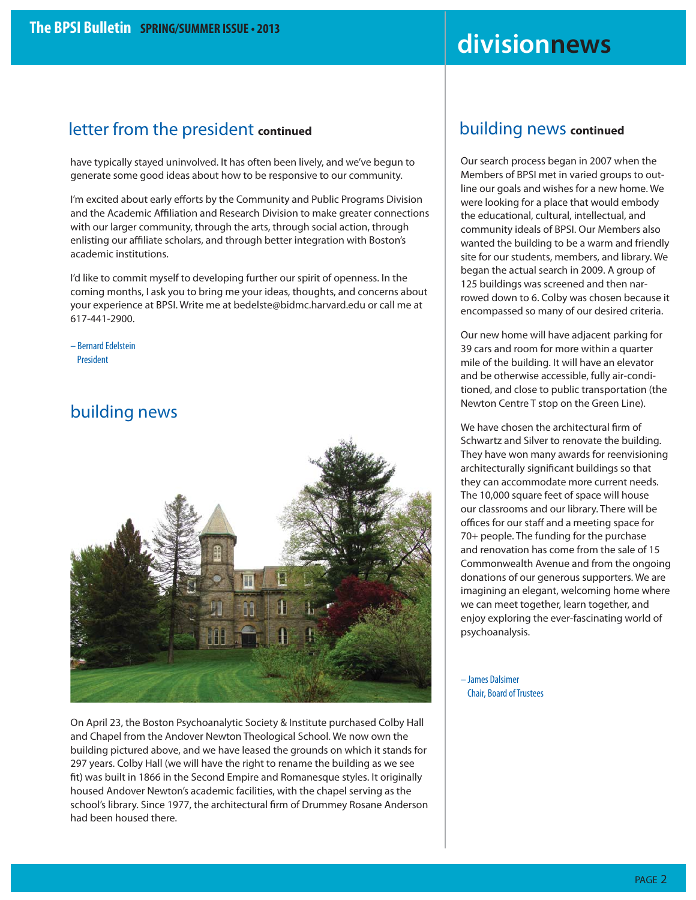## letter from the president continued

have typically stayed uninvolved. It has often been lively, and we've begun to generate some good ideas about how to be responsive to our community.

I'm excited about early efforts by the Community and Public Programs Division and the Academic Affiliation and Research Division to make greater connections with our larger community, through the arts, through social action, through enlisting our affiliate scholars, and through better integration with Boston's academic institutions.

I'd like to commit myself to developing further our spirit of openness. In the coming months, I ask you to bring me your ideas, thoughts, and concerns about your experience at BPSI. Write me at bedelste@bidmc.harvard.edu or call me at 617-441-2900.

– Bernard Edelstein
President

## building news

On April 23, the Boston Psychoanalytic Society & Institute purchased Colby Hall and Chapel from the Andover Newton Theological School. We now own the building pictured above, and we have leased the grounds on which it stands for 297 years. Colby Hall (we will have the right to rename the building as we see fit) was built in 1866 in the Second Empire and Romanesque styles. It originally housed Andover Newton's academic facilities, with the chapel serving as the school's library. Since 1977, the architectural firm of Drummey Rosane Anderson had been housed there.

## building news continued

Our search process began in 2007 when the Members of BPSI met in varied groups to outline our goals and wishes for a new home. We were looking for a place that would embody the educational, cultural, intellectual, and community ideals of BPSI. Our Members also wanted the building to be a warm and friendly site for our students, members, and library. We began the actual search in 2009. A group of 125 buildings was screened and then narrowed down to 6. Colby was chosen because it encompassed so many of our desired criteria.

Our new home will have adjacent parking for 39 cars and room for more within a quarter mile of the building. It will have an elevator and be otherwise accessible, fully air-conditioned, and close to public transportation (the Newton Centre T stop on the Green Line).

We have chosen the architectural firm of Schwartz and Silver to renovate the building. They have won many awards for reenvisioning architecturally significant buildings so that they can accommodate more current needs. The 10,000 square feet of space will house our classrooms and our library. There will be offices for our staff and a meeting space for 70+ people. The funding for the purchase and renovation has come from the sale of 15 Commonwealth Avenue and from the ongoing donations of our generous supporters. We are imagining an elegant, welcoming home where we can meet together, learn together, and enjoy exploring the ever-fascinating world of psychoanalysis.

– James Dalsimer
Chair, Board of Trustees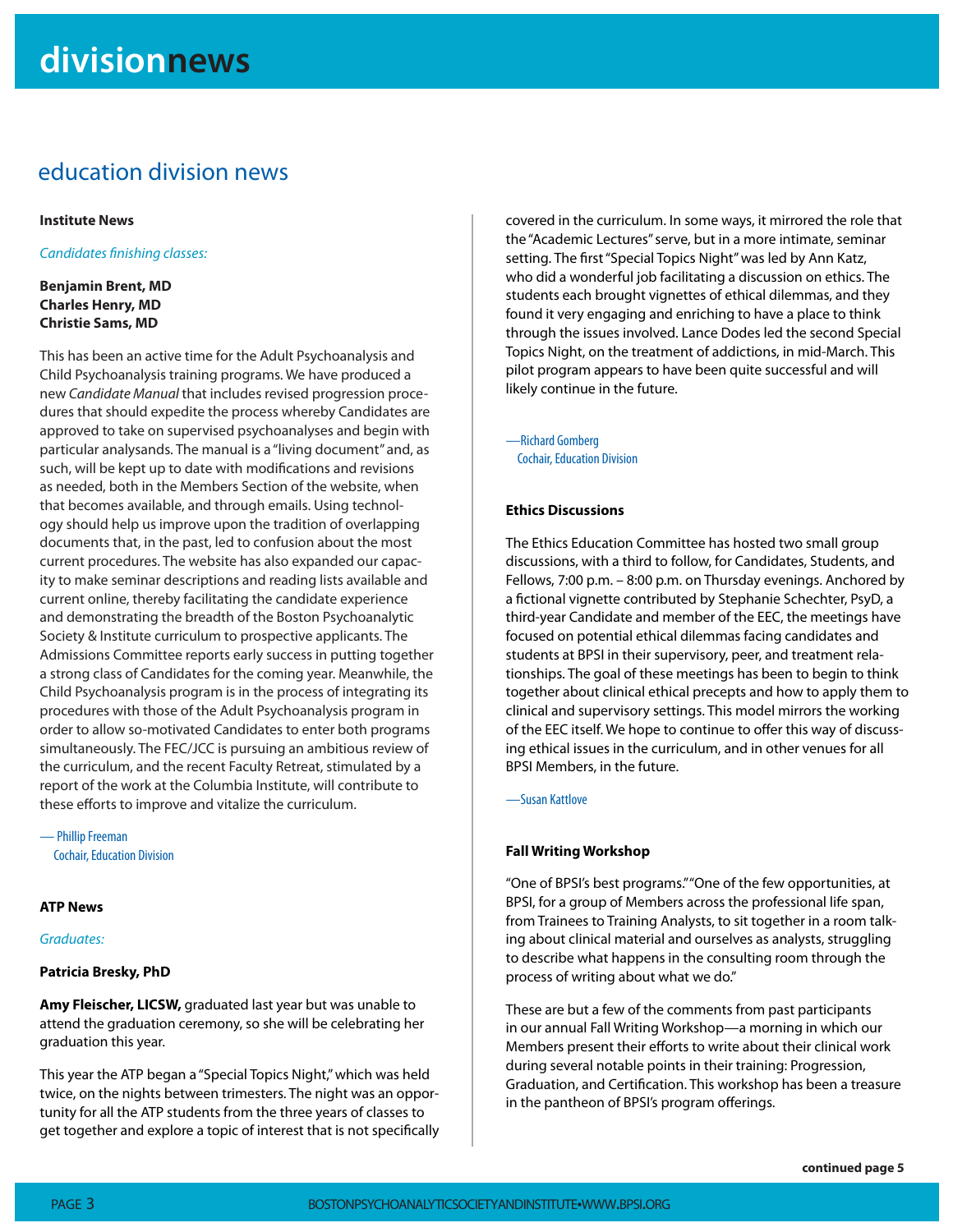# division news

## education division news

### Institute News

*Candidates finishing classes:*

**Benjamin Brent, MD**
**Charles Henry, MD**
**Christie Sams, MD**

This has been an active time for the Adult Psychoanalysis and Child Psychoanalysis training programs. We have produced a new *Candidate Manual* that includes revised progression procedures that should expedite the process whereby Candidates are approved to take on supervised psychoanalyses and begin with particular analysands. The manual is a "living document" and, as such, will be kept up to date with modifications and revisions as needed, both in the Members Section of the website, when that becomes available, and through emails. Using technology should help us improve upon the tradition of overlapping documents that, in the past, led to confusion about the most current procedures. The website has also expanded our capacity to make seminar descriptions and reading lists available and current online, thereby facilitating the candidate experience and demonstrating the breadth of the Boston Psychoanalytic Society & Institute curriculum to prospective applicants. The Admissions Committee reports early success in putting together a strong class of Candidates for the coming year. Meanwhile, the Child Psychoanalysis program is in the process of integrating its procedures with those of the Adult Psychoanalysis program in order to allow so-motivated Candidates to enter both programs simultaneously. The FEC/JCC is pursuing an ambitious review of the curriculum, and the recent Faculty Retreat, stimulated by a report of the work at the Columbia Institute, will contribute to these efforts to improve and vitalize the curriculum.

— Phillip Freeman
Cochair, Education Division

### ATP News

*Graduates:*

**Patricia Bresky, PhD**

**Amy Fleischer, LICSW,** graduated last year but was unable to attend the graduation ceremony, so she will be celebrating her graduation this year.

This year the ATP began a "Special Topics Night," which was held twice, on the nights between trimesters. The night was an opportunity for all the ATP students from the three years of classes to get together and explore a topic of interest that is not specifically covered in the curriculum. In some ways, it mirrored the role that the "Academic Lectures" serve, but in a more intimate, seminar setting. The first "Special Topics Night" was led by Ann Katz, who did a wonderful job facilitating a discussion on ethics. The students each brought vignettes of ethical dilemmas, and they found it very engaging and enriching to have a place to think through the issues involved. Lance Dodes led the second Special Topics Night, on the treatment of addictions, in mid-March. This pilot program appears to have been quite successful and will likely continue in the future.

—Richard Gomberg
Cochair, Education Division

### Ethics Discussions

The Ethics Education Committee has hosted two small group discussions, with a third to follow, for Candidates, Students, and Fellows, 7:00 p.m. – 8:00 p.m. on Thursday evenings. Anchored by a fictional vignette contributed by Stephanie Schechter, PsyD, a third-year Candidate and member of the EEC, the meetings have focused on potential ethical dilemmas facing candidates and students at BPSI in their supervisory, peer, and treatment relationships. The goal of these meetings has been to begin to think together about clinical ethical precepts and how to apply them to clinical and supervisory settings. This model mirrors the working of the EEC itself. We hope to continue to offer this way of discussing ethical issues in the curriculum, and in other venues for all BPSI Members, in the future.

—Susan Kattlove

### Fall Writing Workshop

"One of BPSI's best programs." "One of the few opportunities, at BPSI, for a group of Members across the professional life span, from Trainees to Training Analysts, to sit together in a room talking about clinical material and ourselves as analysts, struggling to describe what happens in the consulting room through the process of writing about what we do."

These are but a few of the comments from past participants in our annual Fall Writing Workshop—a morning in which our Members present their efforts to write about their clinical work during several notable points in their training: Progression, Graduation, and Certification. This workshop has been a treasure in the pantheon of BPSI's program offerings.

**continued page 5**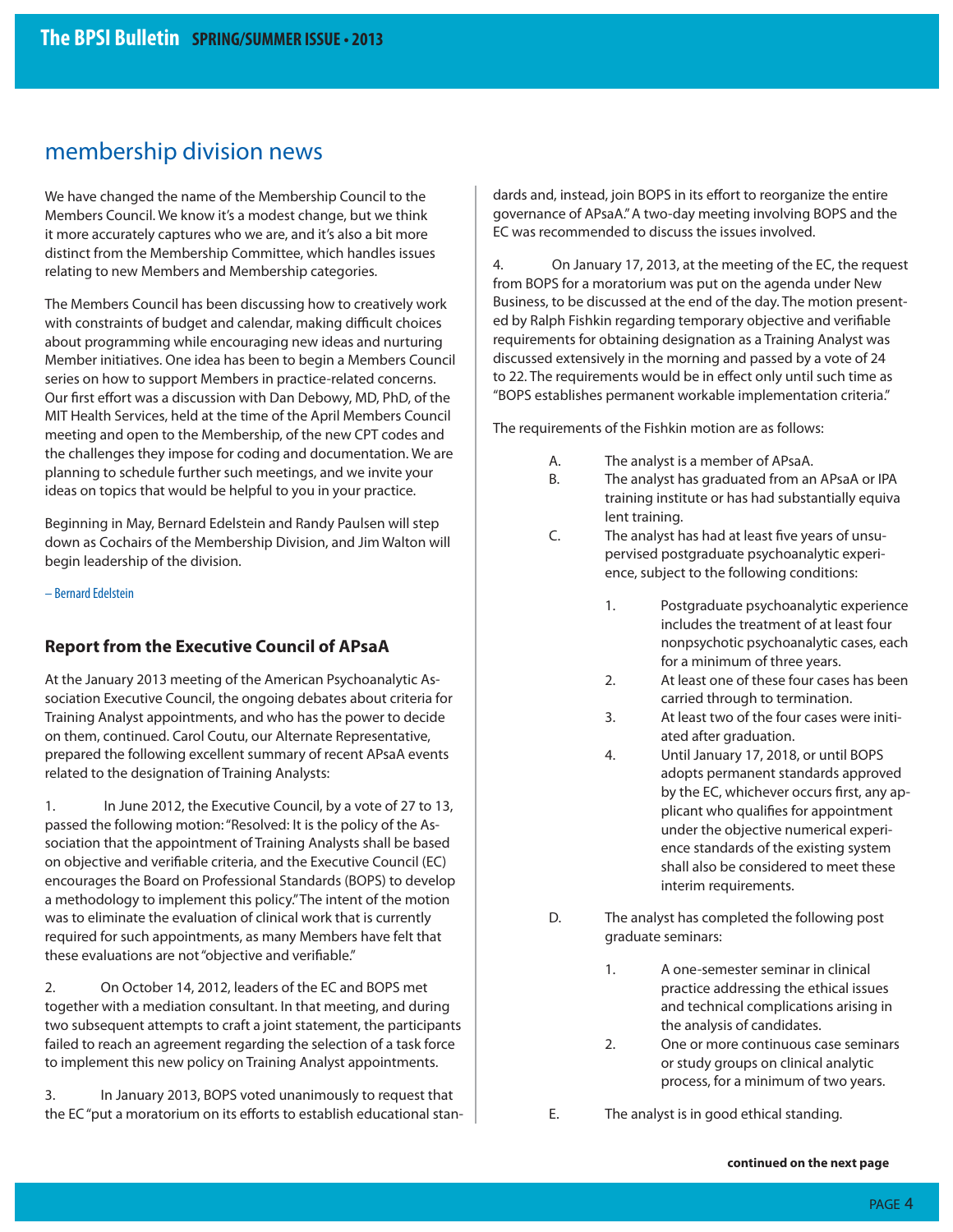## membership division news

We have changed the name of the Membership Council to the Members Council. We know it's a modest change, but we think it more accurately captures who we are, and it's also a bit more distinct from the Membership Committee, which handles issues relating to new Members and Membership categories.

The Members Council has been discussing how to creatively work with constraints of budget and calendar, making difficult choices about programming while encouraging new ideas and nurturing Member initiatives. One idea has been to begin a Members Council series on how to support Members in practice-related concerns. Our first effort was a discussion with Dan Debowy, MD, PhD, of the MIT Health Services, held at the time of the April Members Council meeting and open to the Membership, of the new CPT codes and the challenges they impose for coding and documentation. We are planning to schedule further such meetings, and we invite your ideas on topics that would be helpful to you in your practice.

Beginning in May, Bernard Edelstein and Randy Paulsen will step down as Cochairs of the Membership Division, and Jim Walton will begin leadership of the division.

– Bernard Edelstein

### Report from the Executive Council of APsaA

At the January 2013 meeting of the American Psychoanalytic Association Executive Council, the ongoing debates about criteria for Training Analyst appointments, and who has the power to decide on them, continued. Carol Coutu, our Alternate Representative, prepared the following excellent summary of recent APsaA events related to the designation of Training Analysts:

1. In June 2012, the Executive Council, by a vote of 27 to 13, passed the following motion: "Resolved: It is the policy of the Association that the appointment of Training Analysts shall be based on objective and verifiable criteria, and the Executive Council (EC) encourages the Board on Professional Standards (BOPS) to develop a methodology to implement this policy." The intent of the motion was to eliminate the evaluation of clinical work that is currently required for such appointments, as many Members have felt that these evaluations are not "objective and verifiable."

2. On October 14, 2012, leaders of the EC and BOPS met together with a mediation consultant. In that meeting, and during two subsequent attempts to craft a joint statement, the participants failed to reach an agreement regarding the selection of a task force to implement this new policy on Training Analyst appointments.

3. In January 2013, BOPS voted unanimously to request that the EC "put a moratorium on its efforts to establish educational standards and, instead, join BOPS in its effort to reorganize the entire governance of APsaA." A two-day meeting involving BOPS and the EC was recommended to discuss the issues involved.

4. On January 17, 2013, at the meeting of the EC, the request from BOPS for a moratorium was put on the agenda under New Business, to be discussed at the end of the day. The motion presented by Ralph Fishkin regarding temporary objective and verifiable requirements for obtaining designation as a Training Analyst was discussed extensively in the morning and passed by a vote of 24 to 22. The requirements would be in effect only until such time as "BOPS establishes permanent workable implementation criteria."

The requirements of the Fishkin motion are as follows:

A. The analyst is a member of APsaA.

B. The analyst has graduated from an APsaA or IPA training institute or has had substantially equivalent training.

C. The analyst has had at least five years of unsupervised postgraduate psychoanalytic experience, subject to the following conditions:

   1. Postgraduate psychoanalytic experience includes the treatment of at least four nonpsychotic psychoanalytic cases, each for a minimum of three years.
   2. At least one of these four cases has been carried through to termination.
   3. At least two of the four cases were initiated after graduation.
   4. Until January 17, 2018, or until BOPS adopts permanent standards approved by the EC, whichever occurs first, any applicant who qualifies for appointment under the objective numerical experience standards of the existing system shall also be considered to meet these interim requirements.

D. The analyst has completed the following post graduate seminars:

   1. A one-semester seminar in clinical practice addressing the ethical issues and technical complications arising in the analysis of candidates.
   2. One or more continuous case seminars or study groups on clinical analytic process, for a minimum of two years.

E. The analyst is in good ethical standing.

**continued on the next page**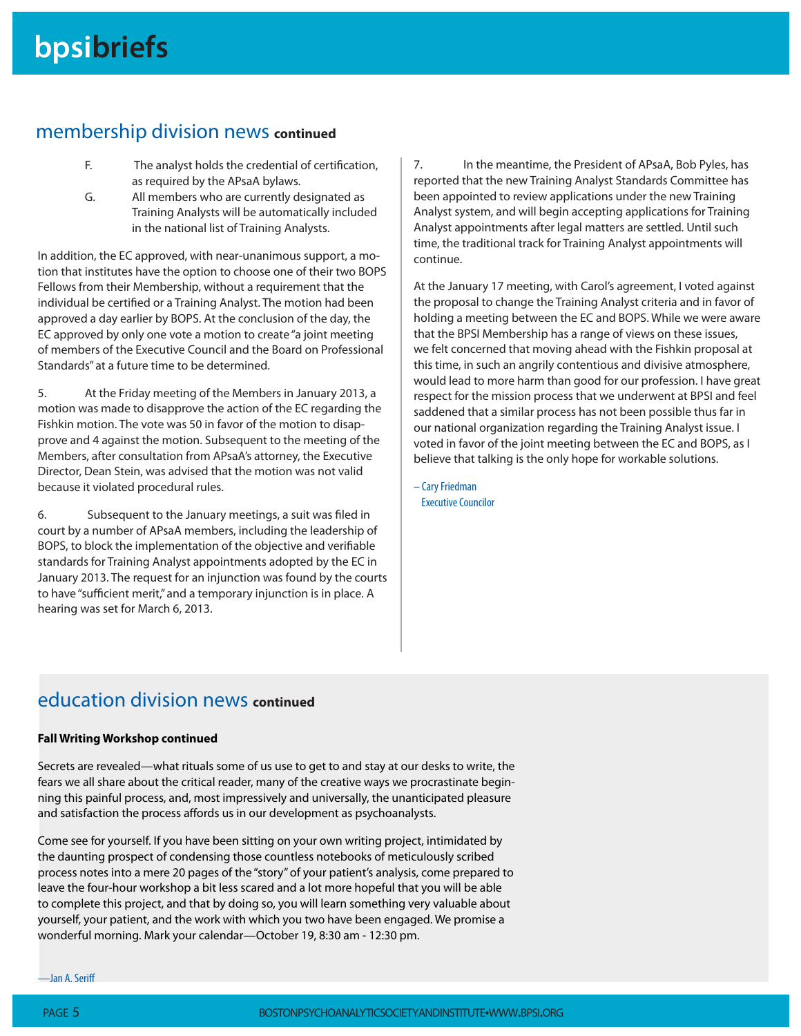## membership division news continued

F. The analyst holds the credential of certification, as required by the APsaA bylaws.

G. All members who are currently designated as Training Analysts will be automatically included in the national list of Training Analysts.

In addition, the EC approved, with near-unanimous support, a motion that institutes have the option to choose one of their two BOPS Fellows from their Membership, without a requirement that the individual be certified or a Training Analyst. The motion had been approved a day earlier by BOPS. At the conclusion of the day, the EC approved by only one vote a motion to create "a joint meeting of members of the Executive Council and the Board on Professional Standards" at a future time to be determined.

5. At the Friday meeting of the Members in January 2013, a motion was made to disapprove the action of the EC regarding the Fishkin motion. The vote was 50 in favor of the motion to disapprove and 4 against the motion. Subsequent to the meeting of the Members, after consultation from APsaA's attorney, the Executive Director, Dean Stein, was advised that the motion was not valid because it violated procedural rules.

6. Subsequent to the January meetings, a suit was filed in court by a number of APsaA members, including the leadership of BOPS, to block the implementation of the objective and verifiable standards for Training Analyst appointments adopted by the EC in January 2013. The request for an injunction was found by the courts to have "sufficient merit," and a temporary injunction is in place. A hearing was set for March 6, 2013.

7. In the meantime, the President of APsaA, Bob Pyles, has reported that the new Training Analyst Standards Committee has been appointed to review applications under the new Training Analyst system, and will begin accepting applications for Training Analyst appointments after legal matters are settled. Until such time, the traditional track for Training Analyst appointments will continue.

At the January 17 meeting, with Carol's agreement, I voted against the proposal to change the Training Analyst criteria and in favor of holding a meeting between the EC and BOPS. While we were aware that the BPSI Membership has a range of views on these issues, we felt concerned that moving ahead with the Fishkin proposal at this time, in such an angrily contentious and divisive atmosphere, would lead to more harm than good for our profession. I have great respect for the mission process that we underwent at BPSI and feel saddened that a similar process has not been possible thus far in our national organization regarding the Training Analyst issue. I voted in favor of the joint meeting between the EC and BOPS, as I believe that talking is the only hope for workable solutions.

– Cary Friedman
Executive Councilor

## education division news continued

**Fall Writing Workshop continued**

Secrets are revealed—what rituals some of us use to get to and stay at our desks to write, the fears we all share about the critical reader, many of the creative ways we procrastinate beginning this painful process, and, most impressively and universally, the unanticipated pleasure and satisfaction the process affords us in our development as psychoanalysts.

Come see for yourself. If you have been sitting on your own writing project, intimidated by the daunting prospect of condensing those countless notebooks of meticulously scribed process notes into a mere 20 pages of the "story" of your patient's analysis, come prepared to leave the four-hour workshop a bit less scared and a lot more hopeful that you will be able to complete this project, and that by doing so, you will learn something very valuable about yourself, your patient, and the work with which you two have been engaged. We promise a wonderful morning. Mark your calendar—October 19, 8:30 am - 12:30 pm.

—Jan A. Seriff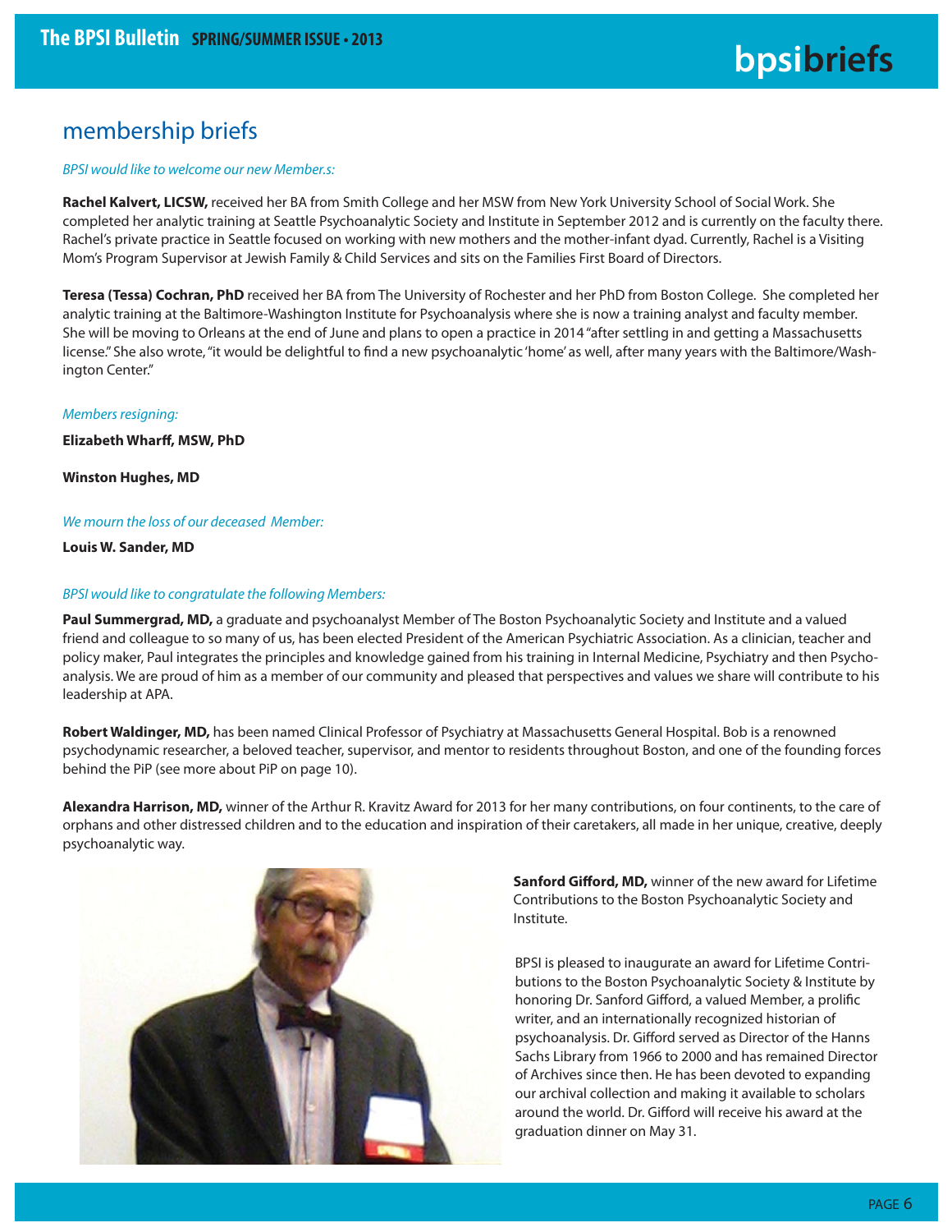## membership briefs

*BPSI would like to welcome our new Member.s:*

**Rachel Kalvert, LICSW,** received her BA from Smith College and her MSW from New York University School of Social Work. She completed her analytic training at Seattle Psychoanalytic Society and Institute in September 2012 and is currently on the faculty there. Rachel's private practice in Seattle focused on working with new mothers and the mother-infant dyad. Currently, Rachel is a Visiting Mom's Program Supervisor at Jewish Family & Child Services and sits on the Families First Board of Directors.

**Teresa (Tessa) Cochran, PhD** received her BA from The University of Rochester and her PhD from Boston College. She completed her analytic training at the Baltimore-Washington Institute for Psychoanalysis where she is now a training analyst and faculty member. She will be moving to Orleans at the end of June and plans to open a practice in 2014 "after settling in and getting a Massachusetts license." She also wrote, "it would be delightful to find a new psychoanalytic 'home' as well, after many years with the Baltimore/Washington Center."

*Members resigning:*

**Elizabeth Wharff, MSW, PhD**

**Winston Hughes, MD**

*We mourn the loss of our deceased Member:*

**Louis W. Sander, MD**

*BPSI would like to congratulate the following Members:*

**Paul Summergrad, MD,** a graduate and psychoanalyst Member of The Boston Psychoanalytic Society and Institute and a valued friend and colleague to so many of us, has been elected President of the American Psychiatric Association. As a clinician, teacher and policy maker, Paul integrates the principles and knowledge gained from his training in Internal Medicine, Psychiatry and then Psychoanalysis. We are proud of him as a member of our community and pleased that perspectives and values we share will contribute to his leadership at APA.

**Robert Waldinger, MD,** has been named Clinical Professor of Psychiatry at Massachusetts General Hospital. Bob is a renowned psychodynamic researcher, a beloved teacher, supervisor, and mentor to residents throughout Boston, and one of the founding forces behind the PiP (see more about PiP on page 10).

**Alexandra Harrison, MD,** winner of the Arthur R. Kravitz Award for 2013 for her many contributions, on four continents, to the care of orphans and other distressed children and to the education and inspiration of their caretakers, all made in her unique, creative, deeply psychoanalytic way.

**Sanford Gifford, MD,** winner of the new award for Lifetime Contributions to the Boston Psychoanalytic Society and Institute.

BPSI is pleased to inaugurate an award for Lifetime Contributions to the Boston Psychoanalytic Society & Institute by honoring Dr. Sanford Gifford, a valued Member, a prolific writer, and an internationally recognized historian of psychoanalysis. Dr. Gifford served as Director of the Hanns Sachs Library from 1966 to 2000 and has remained Director of Archives since then. He has been devoted to expanding our archival collection and making it available to scholars around the world. Dr. Gifford will receive his award at the graduation dinner on May 31.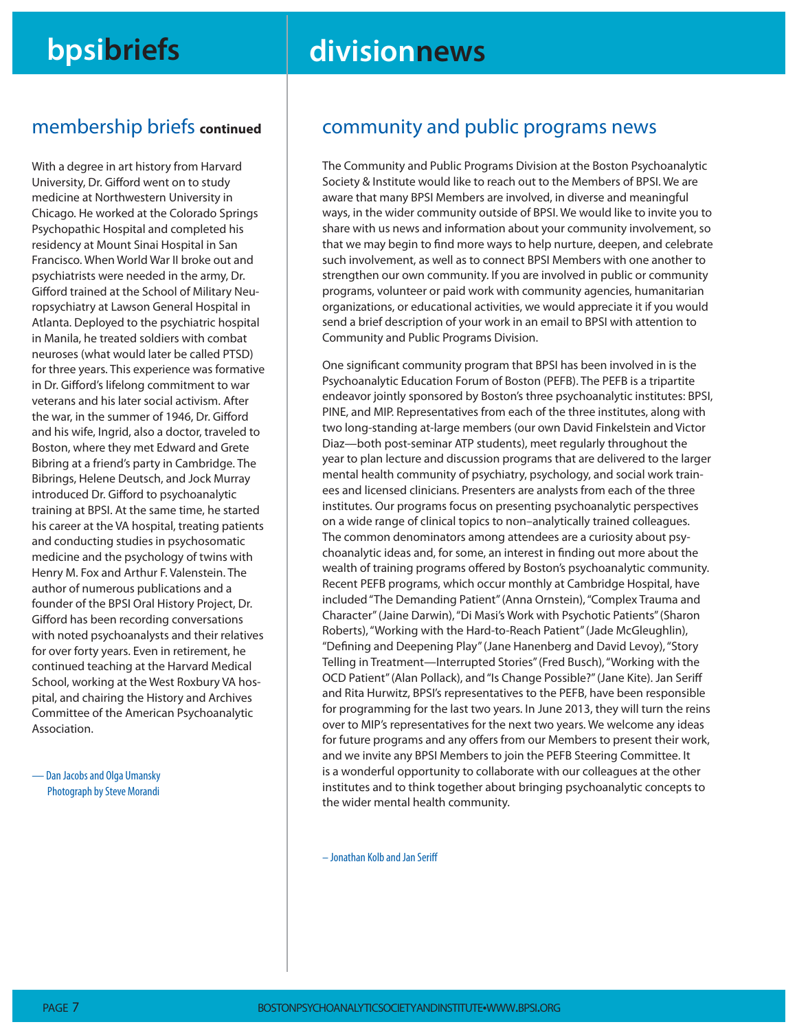## membership briefs **continued**

With a degree in art history from Harvard University, Dr. Gifford went on to study medicine at Northwestern University in Chicago. He worked at the Colorado Springs Psychopathic Hospital and completed his residency at Mount Sinai Hospital in San Francisco. When World War II broke out and psychiatrists were needed in the army, Dr. Gifford trained at the School of Military Neuropsychiatry at Lawson General Hospital in Atlanta. Deployed to the psychiatric hospital in Manila, he treated soldiers with combat neuroses (what would later be called PTSD) for three years. This experience was formative in Dr. Gifford's lifelong commitment to war veterans and his later social activism. After the war, in the summer of 1946, Dr. Gifford and his wife, Ingrid, also a doctor, traveled to Boston, where they met Edward and Grete Bibring at a friend's party in Cambridge. The Bibrings, Helene Deutsch, and Jock Murray introduced Dr. Gifford to psychoanalytic training at BPSI. At the same time, he started his career at the VA hospital, treating patients and conducting studies in psychosomatic medicine and the psychology of twins with Henry M. Fox and Arthur F. Valenstein. The author of numerous publications and a founder of the BPSI Oral History Project, Dr. Gifford has been recording conversations with noted psychoanalysts and their relatives for over forty years. Even in retirement, he continued teaching at the Harvard Medical School, working at the West Roxbury VA hospital, and chairing the History and Archives Committee of the American Psychoanalytic Association.

— Dan Jacobs and Olga Umansky
Photograph by Steve Morandi

# division news

## community and public programs news

The Community and Public Programs Division at the Boston Psychoanalytic Society & Institute would like to reach out to the Members of BPSI. We are aware that many BPSI Members are involved, in diverse and meaningful ways, in the wider community outside of BPSI. We would like to invite you to share with us news and information about your community involvement, so that we may begin to find more ways to help nurture, deepen, and celebrate such involvement, as well as to connect BPSI Members with one another to strengthen our own community. If you are involved in public or community programs, volunteer or paid work with community agencies, humanitarian organizations, or educational activities, we would appreciate it if you would send a brief description of your work in an email to BPSI with attention to Community and Public Programs Division.

One significant community program that BPSI has been involved in is the Psychoanalytic Education Forum of Boston (PEFB). The PEFB is a tripartite endeavor jointly sponsored by Boston's three psychoanalytic institutes: BPSI, PINE, and MIP. Representatives from each of the three institutes, along with two long-standing at-large members (our own David Finkelstein and Victor Diaz—both post-seminar ATP students), meet regularly throughout the year to plan lecture and discussion programs that are delivered to the larger mental health community of psychiatry, psychology, and social work trainees and licensed clinicians. Presenters are analysts from each of the three institutes. Our programs focus on presenting psychoanalytic perspectives on a wide range of clinical topics to non–analytically trained colleagues. The common denominators among attendees are a curiosity about psychoanalytic ideas and, for some, an interest in finding out more about the wealth of training programs offered by Boston's psychoanalytic community. Recent PEFB programs, which occur monthly at Cambridge Hospital, have included "The Demanding Patient" (Anna Ornstein), "Complex Trauma and Character" (Jaine Darwin), "Di Masi's Work with Psychotic Patients" (Sharon Roberts), "Working with the Hard-to-Reach Patient" (Jade McGleughlin), "Defining and Deepening Play" (Jane Hanenberg and David Levoy), "Story Telling in Treatment—Interrupted Stories" (Fred Busch), "Working with the OCD Patient" (Alan Pollack), and "Is Change Possible?" (Jane Kite). Jan Seriff and Rita Hurwitz, BPSI's representatives to the PEFB, have been responsible for programming for the last two years. In June 2013, they will turn the reins over to MIP's representatives for the next two years. We welcome any ideas for future programs and any offers from our Members to present their work, and we invite any BPSI Members to join the PEFB Steering Committee. It is a wonderful opportunity to collaborate with our colleagues at the other institutes and to think together about bringing psychoanalytic concepts to the wider mental health community.

– Jonathan Kolb and Jan Seriff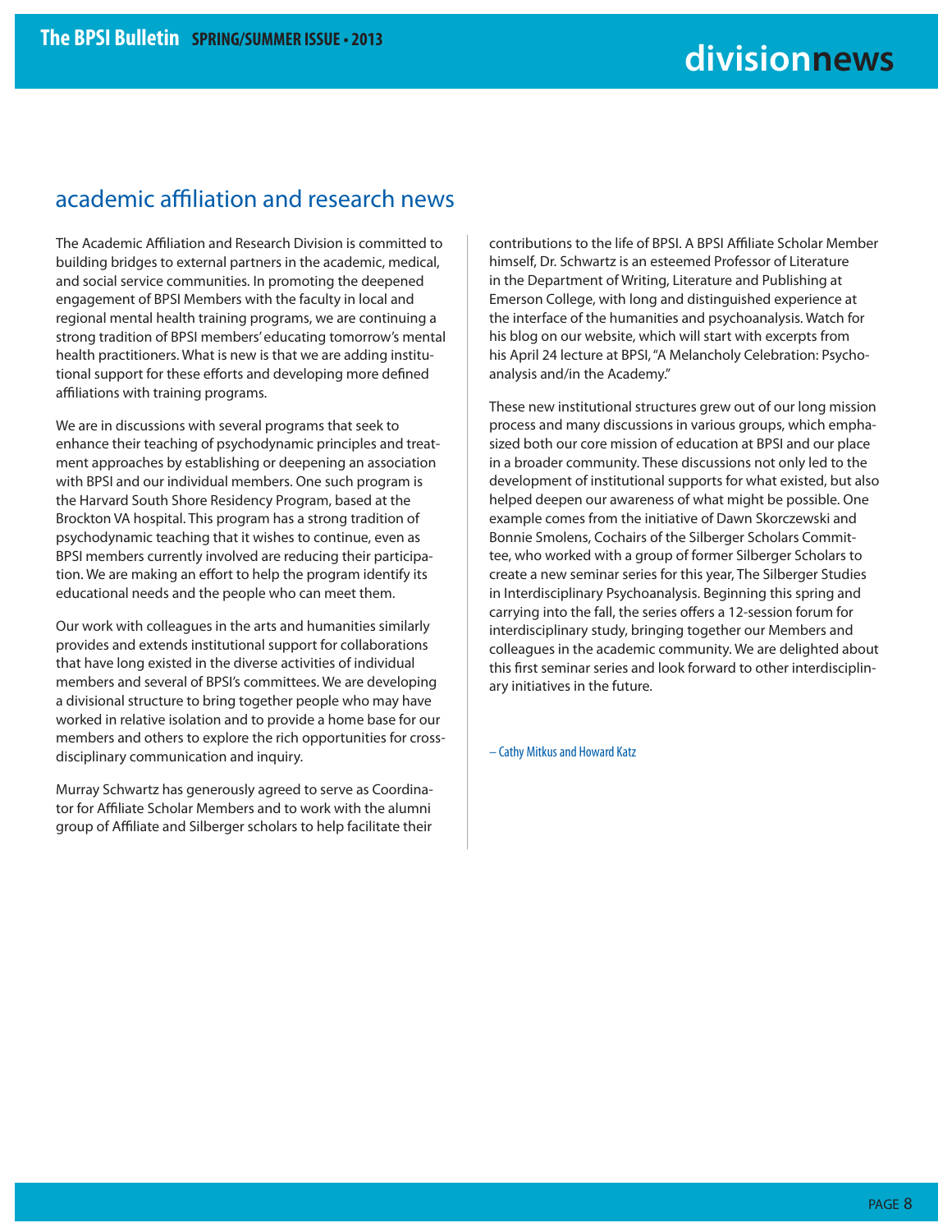## academic affiliation and research news

The Academic Affiliation and Research Division is committed to building bridges to external partners in the academic, medical, and social service communities. In promoting the deepened engagement of BPSI Members with the faculty in local and regional mental health training programs, we are continuing a strong tradition of BPSI members' educating tomorrow's mental health practitioners. What is new is that we are adding institutional support for these efforts and developing more defined affiliations with training programs.

We are in discussions with several programs that seek to enhance their teaching of psychodynamic principles and treatment approaches by establishing or deepening an association with BPSI and our individual members. One such program is the Harvard South Shore Residency Program, based at the Brockton VA hospital. This program has a strong tradition of psychodynamic teaching that it wishes to continue, even as BPSI members currently involved are reducing their participation. We are making an effort to help the program identify its educational needs and the people who can meet them.

Our work with colleagues in the arts and humanities similarly provides and extends institutional support for collaborations that have long existed in the diverse activities of individual members and several of BPSI's committees. We are developing a divisional structure to bring together people who may have worked in relative isolation and to provide a home base for our members and others to explore the rich opportunities for cross-disciplinary communication and inquiry.

Murray Schwartz has generously agreed to serve as Coordinator for Affiliate Scholar Members and to work with the alumni group of Affiliate and Silberger scholars to help facilitate their contributions to the life of BPSI. A BPSI Affiliate Scholar Member himself, Dr. Schwartz is an esteemed Professor of Literature in the Department of Writing, Literature and Publishing at Emerson College, with long and distinguished experience at the interface of the humanities and psychoanalysis. Watch for his blog on our website, which will start with excerpts from his April 24 lecture at BPSI, "A Melancholy Celebration: Psychoanalysis and/in the Academy."

These new institutional structures grew out of our long mission process and many discussions in various groups, which emphasized both our core mission of education at BPSI and our place in a broader community. These discussions not only led to the development of institutional supports for what existed, but also helped deepen our awareness of what might be possible. One example comes from the initiative of Dawn Skorczewski and Bonnie Smolens, Cochairs of the Silberger Scholars Committee, who worked with a group of former Silberger Scholars to create a new seminar series for this year, The Silberger Studies in Interdisciplinary Psychoanalysis. Beginning this spring and carrying into the fall, the series offers a 12-session forum for interdisciplinary study, bringing together our Members and colleagues in the academic community. We are delighted about this first seminar series and look forward to other interdisciplinary initiatives in the future.

– Cathy Mitkus and Howard Katz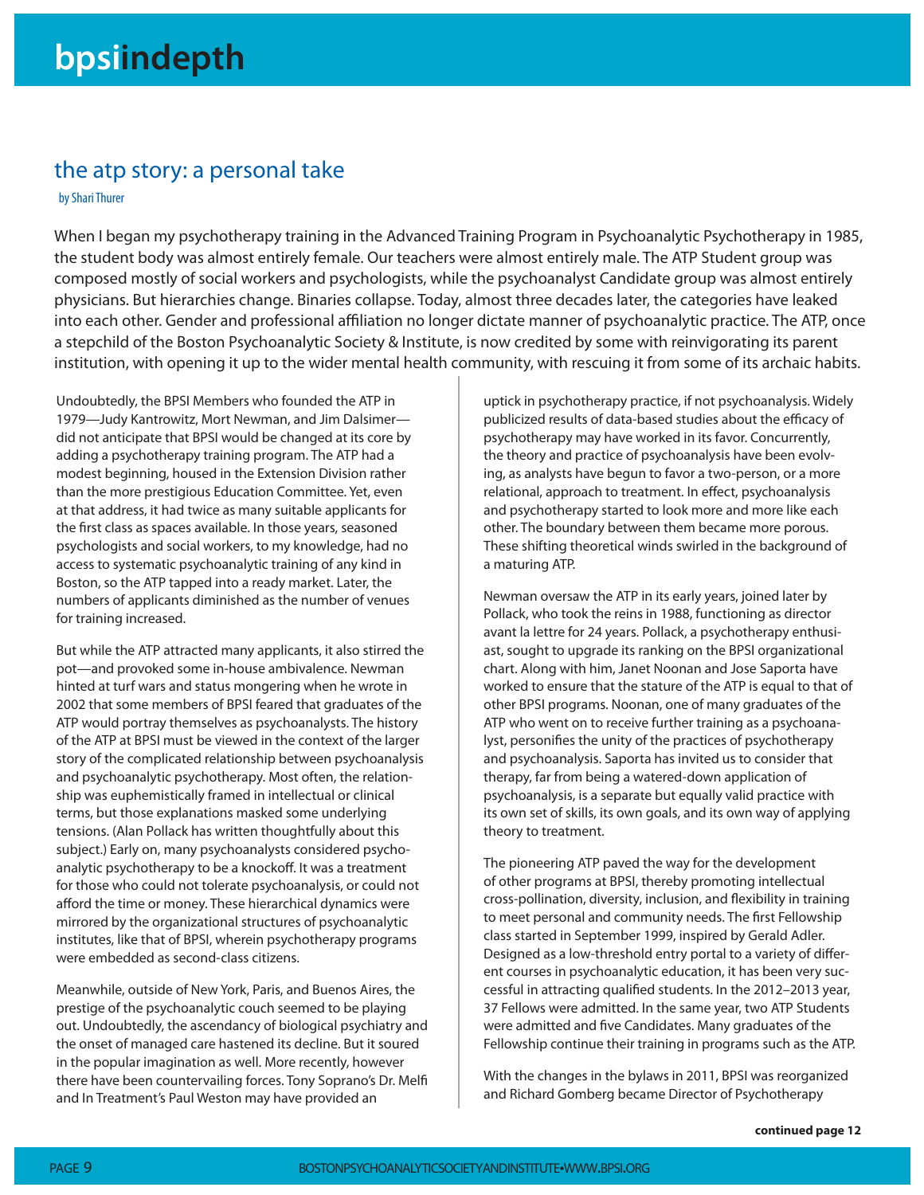## the atp story: a personal take

by Shari Thurer

When I began my psychotherapy training in the Advanced Training Program in Psychoanalytic Psychotherapy in 1985, the student body was almost entirely female. Our teachers were almost entirely male. The ATP Student group was composed mostly of social workers and psychologists, while the psychoanalyst Candidate group was almost entirely physicians. But hierarchies change. Binaries collapse. Today, almost three decades later, the categories have leaked into each other. Gender and professional affiliation no longer dictate manner of psychoanalytic practice. The ATP, once a stepchild of the Boston Psychoanalytic Society & Institute, is now credited by some with reinvigorating its parent institution, with opening it up to the wider mental health community, with rescuing it from some of its archaic habits.

Undoubtedly, the BPSI Members who founded the ATP in 1979—Judy Kantrowitz, Mort Newman, and Jim Dalsimer—did not anticipate that BPSI would be changed at its core by adding a psychotherapy training program. The ATP had a modest beginning, housed in the Extension Division rather than the more prestigious Education Committee. Yet, even at that address, it had twice as many suitable applicants for the first class as spaces available. In those years, seasoned psychologists and social workers, to my knowledge, had no access to systematic psychoanalytic training of any kind in Boston, so the ATP tapped into a ready market. Later, the numbers of applicants diminished as the number of venues for training increased.

But while the ATP attracted many applicants, it also stirred the pot—and provoked some in-house ambivalence. Newman hinted at turf wars and status mongering when he wrote in 2002 that some members of BPSI feared that graduates of the ATP would portray themselves as psychoanalysts. The history of the ATP at BPSI must be viewed in the context of the larger story of the complicated relationship between psychoanalysis and psychoanalytic psychotherapy. Most often, the relationship was euphemistically framed in intellectual or clinical terms, but those explanations masked some underlying tensions. (Alan Pollack has written thoughtfully about this subject.) Early on, many psychoanalysts considered psychoanalytic psychotherapy to be a knockoff. It was a treatment for those who could not tolerate psychoanalysis, or could not afford the time or money. These hierarchical dynamics were mirrored by the organizational structures of psychoanalytic institutes, like that of BPSI, wherein psychotherapy programs were embedded as second-class citizens.

Meanwhile, outside of New York, Paris, and Buenos Aires, the prestige of the psychoanalytic couch seemed to be playing out. Undoubtedly, the ascendancy of biological psychiatry and the onset of managed care hastened its decline. But it soured in the popular imagination as well. More recently, however there have been countervailing forces. Tony Soprano's Dr. Melfi and In Treatment's Paul Weston may have provided an uptick in psychotherapy practice, if not psychoanalysis. Widely publicized results of data-based studies about the efficacy of psychotherapy may have worked in its favor. Concurrently, the theory and practice of psychoanalysis have been evolving, as analysts have begun to favor a two-person, or a more relational, approach to treatment. In effect, psychoanalysis and psychotherapy started to look more and more like each other. The boundary between them became more porous. These shifting theoretical winds swirled in the background of a maturing ATP.

Newman oversaw the ATP in its early years, joined later by Pollack, who took the reins in 1988, functioning as director avant la lettre for 24 years. Pollack, a psychotherapy enthusiast, sought to upgrade its ranking on the BPSI organizational chart. Along with him, Janet Noonan and Jose Saporta have worked to ensure that the stature of the ATP is equal to that of other BPSI programs. Noonan, one of many graduates of the ATP who went on to receive further training as a psychoanalyst, personifies the unity of the practices of psychotherapy and psychoanalysis. Saporta has invited us to consider that therapy, far from being a watered-down application of psychoanalysis, is a separate but equally valid practice with its own set of skills, its own goals, and its own way of applying theory to treatment.

The pioneering ATP paved the way for the development of other programs at BPSI, thereby promoting intellectual cross-pollination, diversity, inclusion, and flexibility in training to meet personal and community needs. The first Fellowship class started in September 1999, inspired by Gerald Adler. Designed as a low-threshold entry portal to a variety of different courses in psychoanalytic education, it has been very successful in attracting qualified students. In the 2012–2013 year, 37 Fellows were admitted. In the same year, two ATP Students were admitted and five Candidates. Many graduates of the Fellowship continue their training in programs such as the ATP.

With the changes in the bylaws in 2011, BPSI was reorganized and Richard Gomberg became Director of Psychotherapy

**continued page 12**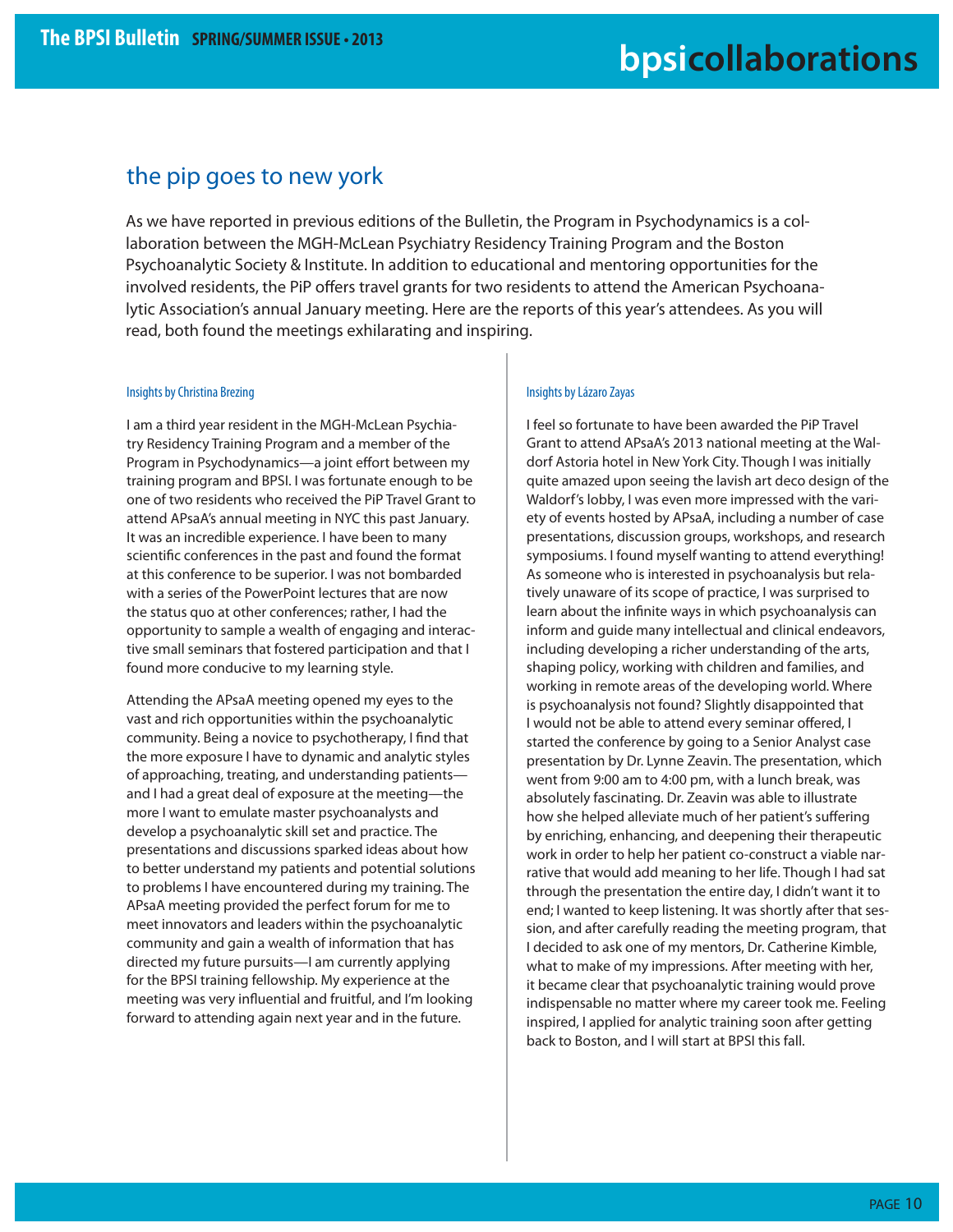## the pip goes to new york

As we have reported in previous editions of the Bulletin, the Program in Psychodynamics is a collaboration between the MGH-McLean Psychiatry Residency Training Program and the Boston Psychoanalytic Society & Institute. In addition to educational and mentoring opportunities for the involved residents, the PiP offers travel grants for two residents to attend the American Psychoanalytic Association's annual January meeting. Here are the reports of this year's attendees. As you will read, both found the meetings exhilarating and inspiring.

### Insights by Christina Brezing

I am a third year resident in the MGH-McLean Psychiatry Residency Training Program and a member of the Program in Psychodynamics—a joint effort between my training program and BPSI. I was fortunate enough to be one of two residents who received the PiP Travel Grant to attend APsaA's annual meeting in NYC this past January. It was an incredible experience. I have been to many scientific conferences in the past and found the format at this conference to be superior. I was not bombarded with a series of the PowerPoint lectures that are now the status quo at other conferences; rather, I had the opportunity to sample a wealth of engaging and interactive small seminars that fostered participation and that I found more conducive to my learning style.

Attending the APsaA meeting opened my eyes to the vast and rich opportunities within the psychoanalytic community. Being a novice to psychotherapy, I find that the more exposure I have to dynamic and analytic styles of approaching, treating, and understanding patients—and I had a great deal of exposure at the meeting—the more I want to emulate master psychoanalysts and develop a psychoanalytic skill set and practice. The presentations and discussions sparked ideas about how to better understand my patients and potential solutions to problems I have encountered during my training. The APsaA meeting provided the perfect forum for me to meet innovators and leaders within the psychoanalytic community and gain a wealth of information that has directed my future pursuits—I am currently applying for the BPSI training fellowship. My experience at the meeting was very influential and fruitful, and I'm looking forward to attending again next year and in the future.

### Insights by Lázaro Zayas

I feel so fortunate to have been awarded the PiP Travel Grant to attend APsaA's 2013 national meeting at the Waldorf Astoria hotel in New York City. Though I was initially quite amazed upon seeing the lavish art deco design of the Waldorf's lobby, I was even more impressed with the variety of events hosted by APsaA, including a number of case presentations, discussion groups, workshops, and research symposiums. I found myself wanting to attend everything! As someone who is interested in psychoanalysis but relatively unaware of its scope of practice, I was surprised to learn about the infinite ways in which psychoanalysis can inform and guide many intellectual and clinical endeavors, including developing a richer understanding of the arts, shaping policy, working with children and families, and working in remote areas of the developing world. Where is psychoanalysis not found? Slightly disappointed that I would not be able to attend every seminar offered, I started the conference by going to a Senior Analyst case presentation by Dr. Lynne Zeavin. The presentation, which went from 9:00 am to 4:00 pm, with a lunch break, was absolutely fascinating. Dr. Zeavin was able to illustrate how she helped alleviate much of her patient's suffering by enriching, enhancing, and deepening their therapeutic work in order to help her patient co-construct a viable narrative that would add meaning to her life. Though I had sat through the presentation the entire day, I didn't want it to end; I wanted to keep listening. It was shortly after that session, and after carefully reading the meeting program, that I decided to ask one of my mentors, Dr. Catherine Kimble, what to make of my impressions. After meeting with her, it became clear that psychoanalytic training would prove indispensable no matter where my career took me. Feeling inspired, I applied for analytic training soon after getting back to Boston, and I will start at BPSI this fall.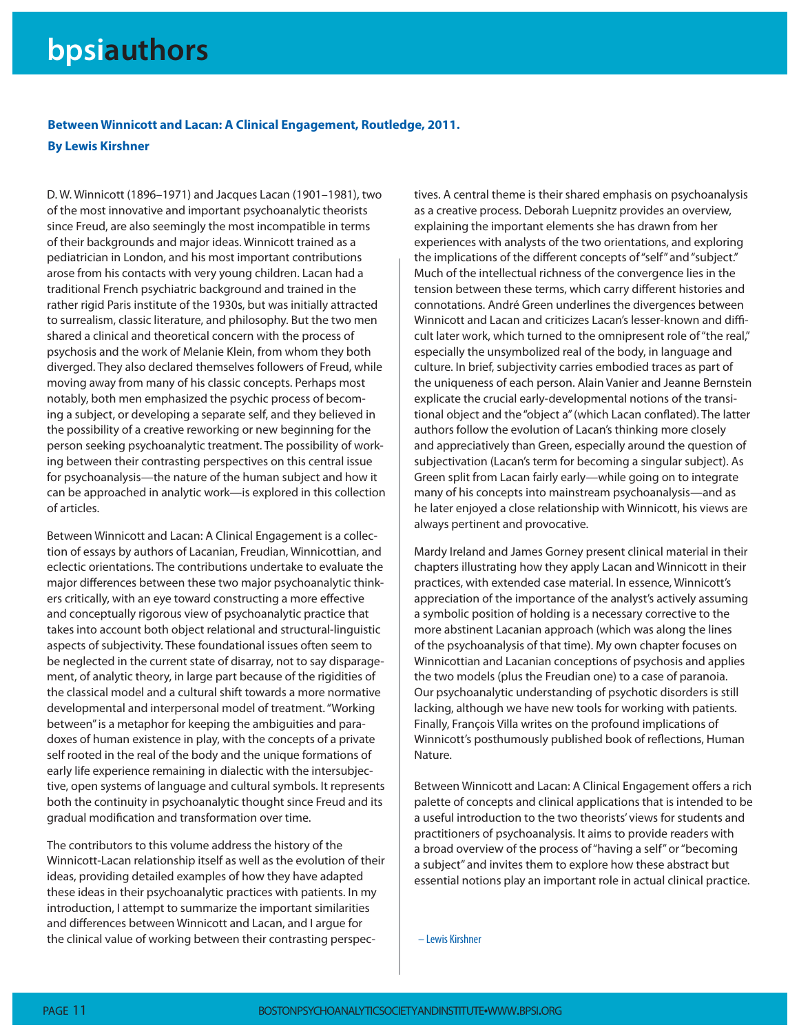## Between Winnicott and Lacan: A Clinical Engagement, Routledge, 2011.

**By Lewis Kirshner**

D. W. Winnicott (1896–1971) and Jacques Lacan (1901–1981), two of the most innovative and important psychoanalytic theorists since Freud, are also seemingly the most incompatible in terms of their backgrounds and major ideas. Winnicott trained as a pediatrician in London, and his most important contributions arose from his contacts with very young children. Lacan had a traditional French psychiatric background and trained in the rather rigid Paris institute of the 1930s, but was initially attracted to surrealism, classic literature, and philosophy. But the two men shared a clinical and theoretical concern with the process of psychosis and the work of Melanie Klein, from whom they both diverged. They also declared themselves followers of Freud, while moving away from many of his classic concepts. Perhaps most notably, both men emphasized the psychic process of becoming a subject, or developing a separate self, and they believed in the possibility of a creative reworking or new beginning for the person seeking psychoanalytic treatment. The possibility of working between their contrasting perspectives on this central issue for psychoanalysis—the nature of the human subject and how it can be approached in analytic work—is explored in this collection of articles.

Between Winnicott and Lacan: A Clinical Engagement is a collection of essays by authors of Lacanian, Freudian, Winnicottian, and eclectic orientations. The contributions undertake to evaluate the major differences between these two major psychoanalytic thinkers critically, with an eye toward constructing a more effective and conceptually rigorous view of psychoanalytic practice that takes into account both object relational and structural-linguistic aspects of subjectivity. These foundational issues often seem to be neglected in the current state of disarray, not to say disparagement, of analytic theory, in large part because of the rigidities of the classical model and a cultural shift towards a more normative developmental and interpersonal model of treatment. "Working between" is a metaphor for keeping the ambiguities and paradoxes of human existence in play, with the concepts of a private self rooted in the real of the body and the unique formations of early life experience remaining in dialectic with the intersubjective, open systems of language and cultural symbols. It represents both the continuity in psychoanalytic thought since Freud and its gradual modification and transformation over time.

The contributors to this volume address the history of the Winnicott-Lacan relationship itself as well as the evolution of their ideas, providing detailed examples of how they have adapted these ideas in their psychoanalytic practices with patients. In my introduction, I attempt to summarize the important similarities and differences between Winnicott and Lacan, and I argue for the clinical value of working between their contrasting perspectives. A central theme is their shared emphasis on psychoanalysis as a creative process. Deborah Luepnitz provides an overview, explaining the important elements she has drawn from her experiences with analysts of the two orientations, and exploring the implications of the different concepts of "self" and "subject." Much of the intellectual richness of the convergence lies in the tension between these terms, which carry different histories and connotations. André Green underlines the divergences between Winnicott and Lacan and criticizes Lacan's lesser-known and difficult later work, which turned to the omnipresent role of "the real," especially the unsymbolized real of the body, in language and culture. In brief, subjectivity carries embodied traces as part of the uniqueness of each person. Alain Vanier and Jeanne Bernstein explicate the crucial early-developmental notions of the transitional object and the "object a" (which Lacan conflated). The latter authors follow the evolution of Lacan's thinking more closely and appreciatively than Green, especially around the question of subjectivation (Lacan's term for becoming a singular subject). As Green split from Lacan fairly early—while going on to integrate many of his concepts into mainstream psychoanalysis—and as he later enjoyed a close relationship with Winnicott, his views are always pertinent and provocative.

Mardy Ireland and James Gorney present clinical material in their chapters illustrating how they apply Lacan and Winnicott in their practices, with extended case material. In essence, Winnicott's appreciation of the importance of the analyst's actively assuming a symbolic position of holding is a necessary corrective to the more abstinent Lacanian approach (which was along the lines of the psychoanalysis of that time). My own chapter focuses on Winnicottian and Lacanian conceptions of psychosis and applies the two models (plus the Freudian one) to a case of paranoia. Our psychoanalytic understanding of psychotic disorders is still lacking, although we have new tools for working with patients. Finally, François Villa writes on the profound implications of Winnicott's posthumously published book of reflections, Human Nature.

Between Winnicott and Lacan: A Clinical Engagement offers a rich palette of concepts and clinical applications that is intended to be a useful introduction to the two theorists' views for students and practitioners of psychoanalysis. It aims to provide readers with a broad overview of the process of "having a self" or "becoming a subject" and invites them to explore how these abstract but essential notions play an important role in actual clinical practice.

– Lewis Kirshner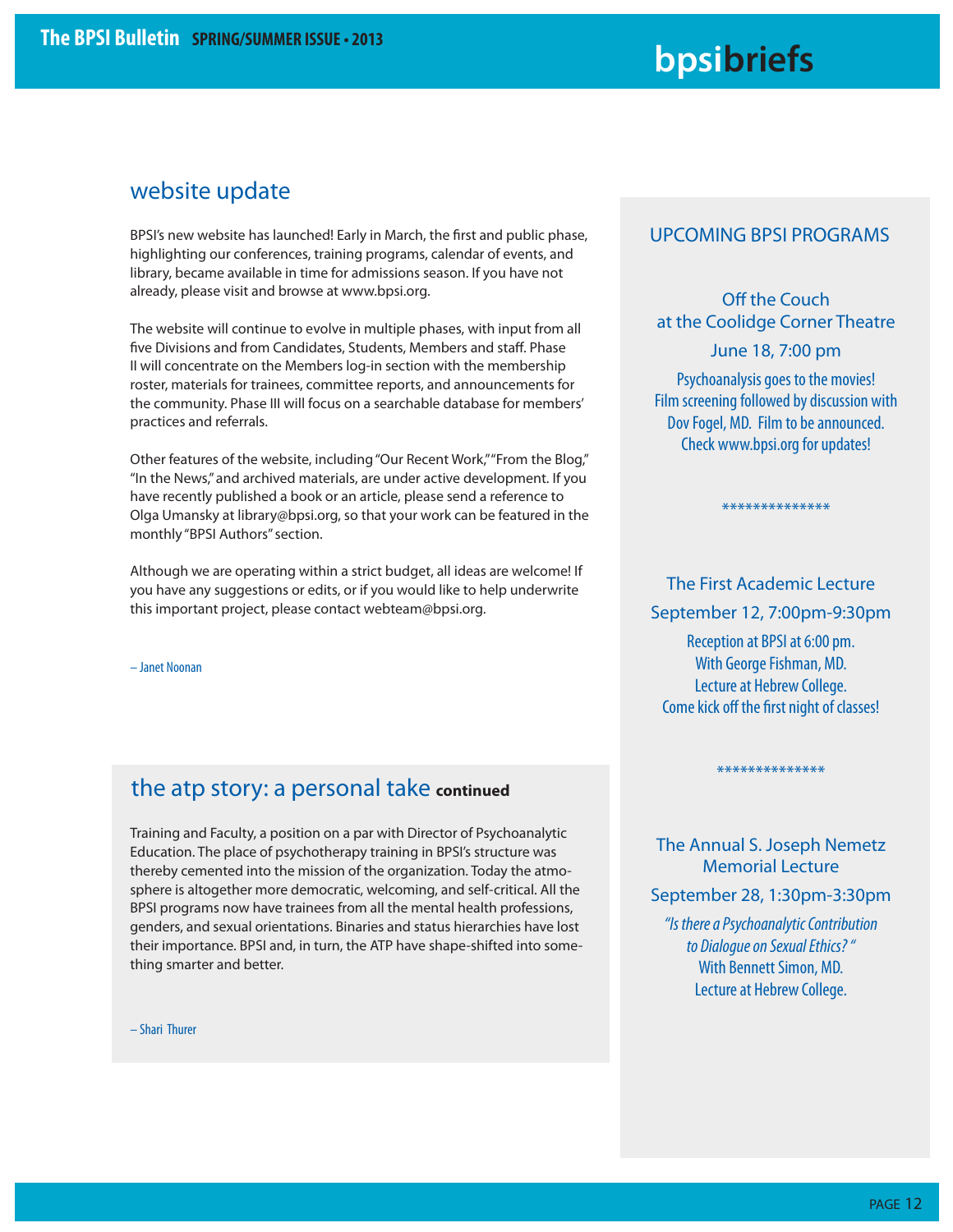# bpsibriefs

## website update

BPSI's new website has launched! Early in March, the first and public phase, highlighting our conferences, training programs, calendar of events, and library, became available in time for admissions season. If you have not already, please visit and browse at www.bpsi.org.

The website will continue to evolve in multiple phases, with input from all five Divisions and from Candidates, Students, Members and staff. Phase II will concentrate on the Members log-in section with the membership roster, materials for trainees, committee reports, and announcements for the community. Phase III will focus on a searchable database for members' practices and referrals.

Other features of the website, including "Our Recent Work," "From the Blog," "In the News," and archived materials, are under active development. If you have recently published a book or an article, please send a reference to Olga Umansky at library@bpsi.org, so that your work can be featured in the monthly "BPSI Authors" section.

Although we are operating within a strict budget, all ideas are welcome! If you have any suggestions or edits, or if you would like to help underwrite this important project, please contact webteam@bpsi.org.

– Janet Noonan

## the atp story: a personal take **continued**

Training and Faculty, a position on a par with Director of Psychoanalytic Education. The place of psychotherapy training in BPSI's structure was thereby cemented into the mission of the organization. Today the atmosphere is altogether more democratic, welcoming, and self-critical. All the BPSI programs now have trainees from all the mental health professions, genders, and sexual orientations. Binaries and status hierarchies have lost their importance. BPSI and, in turn, the ATP have shape-shifted into something smarter and better.

– Shari Thurer

## UPCOMING BPSI PROGRAMS

### Off the Couch at the Coolidge Corner Theatre

June 18, 7:00 pm

Psychoanalysis goes to the movies! Film screening followed by discussion with Dov Fogel, MD. Film to be announced. Check www.bpsi.org for updates!

**************

### The First Academic Lecture

September 12, 7:00pm-9:30pm

Reception at BPSI at 6:00 pm.
With George Fishman, MD.
Lecture at Hebrew College.
Come kick off the first night of classes!

**************

### The Annual S. Joseph Nemetz Memorial Lecture

September 28, 1:30pm-3:30pm

*"Is there a Psychoanalytic Contribution to Dialogue on Sexual Ethics? "*
With Bennett Simon, MD.
Lecture at Hebrew College.